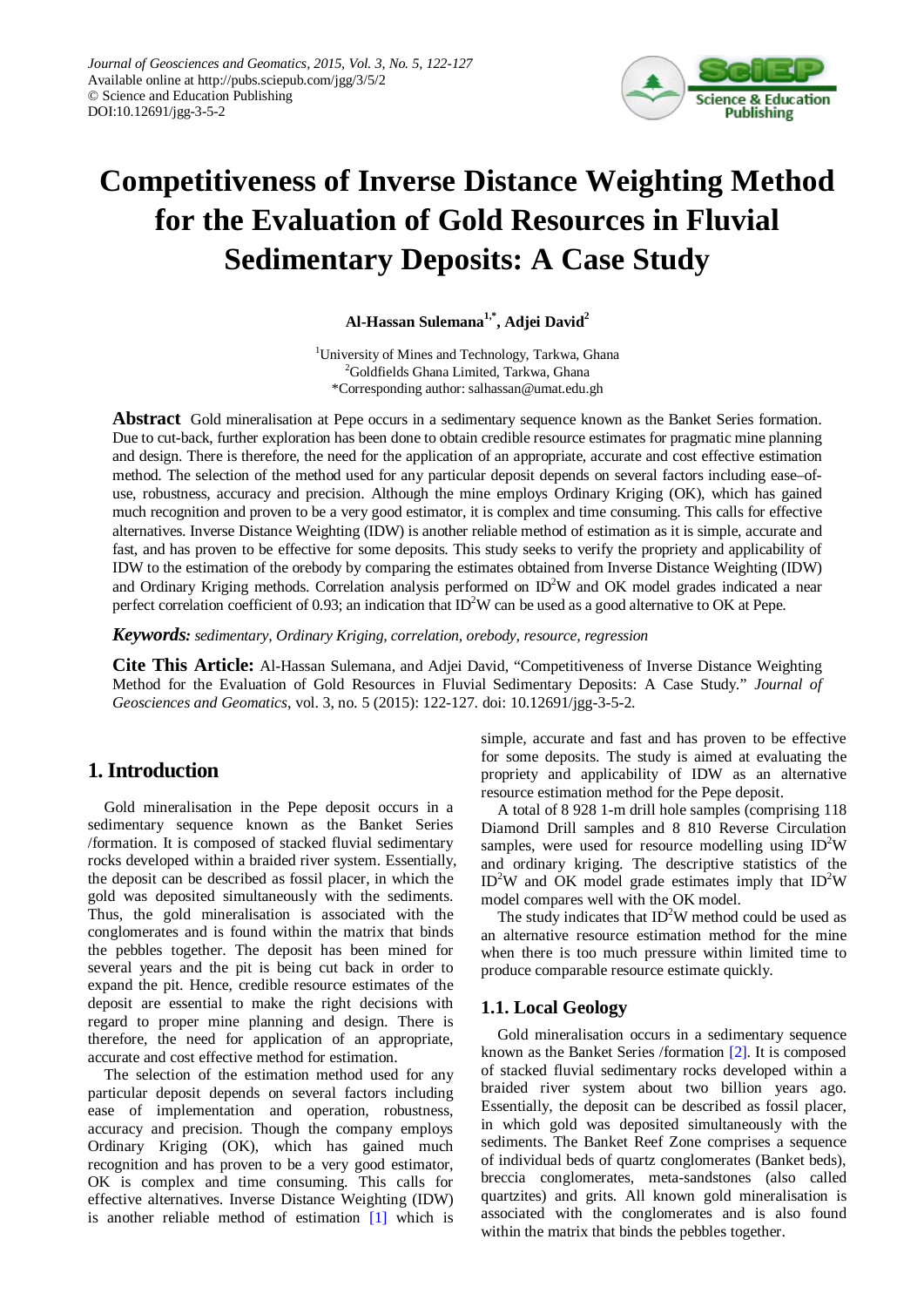Journal of Geosciences and Geomatics, 2015, Vol. 3, No. 5, 122-127
Available online at http://pubs.sciepub.com/jgg/3/5/2
© Science and Education Publishing
DOI:10.12691/jgg-3-5-2

# Competitiveness of Inverse Distance Weighting Method for the Evaluation of Gold Resources in Fluvial Sedimentary Deposits: A Case Study

**Al-Hassan Sulemana[1,*], Adjei David[2]**

[1]University of Mines and Technology, Tarkwa, Ghana
[2]Goldfields Ghana Limited, Tarkwa, Ghana
*Corresponding author: salhassan@umat.edu.gh

**Abstract** Gold mineralisation at Pepe occurs in a sedimentary sequence known as the Banket Series formation. Due to cut-back, further exploration has been done to obtain credible resource estimates for pragmatic mine planning and design. There is therefore, the need for the application of an appropriate, accurate and cost effective estimation method. The selection of the method used for any particular deposit depends on several factors including ease–of-use, robustness, accuracy and precision. Although the mine employs Ordinary Kriging (OK), which has gained much recognition and proven to be a very good estimator, it is complex and time consuming. This calls for effective alternatives. Inverse Distance Weighting (IDW) is another reliable method of estimation as it is simple, accurate and fast, and has proven to be effective for some deposits. This study seeks to verify the propriety and applicability of IDW to the estimation of the orebody by comparing the estimates obtained from Inverse Distance Weighting (IDW) and Ordinary Kriging methods. Correlation analysis performed on $ID^2W$ and OK model grades indicated a near perfect correlation coefficient of 0.93; an indication that $ID^2W$ can be used as a good alternative to OK at Pepe.

***Keywords:*** *sedimentary, Ordinary Kriging, correlation, orebody, resource, regression*

**Cite This Article:** Al-Hassan Sulemana, and Adjei David, "Competitiveness of Inverse Distance Weighting Method for the Evaluation of Gold Resources in Fluvial Sedimentary Deposits: A Case Study." *Journal of Geosciences and Geomatics*, vol. 3, no. 5 (2015): 122-127. doi: 10.12691/jgg-3-5-2.

## 1. Introduction

Gold mineralisation in the Pepe deposit occurs in a sedimentary sequence known as the Banket Series /formation. It is composed of stacked fluvial sedimentary rocks developed within a braided river system. Essentially, the deposit can be described as fossil placer, in which the gold was deposited simultaneously with the sediments. Thus, the gold mineralisation is associated with the conglomerates and is found within the matrix that binds the pebbles together. The deposit has been mined for several years and the pit is being cut back in order to expand the pit. Hence, credible resource estimates of the deposit are essential to make the right decisions with regard to proper mine planning and design. There is therefore, the need for application of an appropriate, accurate and cost effective method for estimation.

The selection of the estimation method used for any particular deposit depends on several factors including ease of implementation and operation, robustness, accuracy and precision. Though the company employs Ordinary Kriging (OK), which has gained much recognition and has proven to be a very good estimator, OK is complex and time consuming. This calls for effective alternatives. Inverse Distance Weighting (IDW) is another reliable method of estimation [1] which is simple, accurate and fast and has proven to be effective for some deposits. The study is aimed at evaluating the propriety and applicability of IDW as an alternative resource estimation method for the Pepe deposit.

A total of 8 928 1-m drill hole samples (comprising 118 Diamond Drill samples and 8 810 Reverse Circulation samples, were used for resource modelling using $ID^2W$ and ordinary kriging. The descriptive statistics of the $ID^2W$ and OK model grade estimates imply that $ID^2W$ model compares well with the OK model.

The study indicates that $ID^2W$ method could be used as an alternative resource estimation method for the mine when there is too much pressure within limited time to produce comparable resource estimate quickly.

### 1.1. Local Geology

Gold mineralisation occurs in a sedimentary sequence known as the Banket Series /formation [2]. It is composed of stacked fluvial sedimentary rocks developed within a braided river system about two billion years ago. Essentially, the deposit can be described as fossil placer, in which gold was deposited simultaneously with the sediments. The Banket Reef Zone comprises a sequence of individual beds of quartz conglomerates (Banket beds), breccia conglomerates, meta-sandstones (also called quartzites) and grits. All known gold mineralisation is associated with the conglomerates and is also found within the matrix that binds the pebbles together.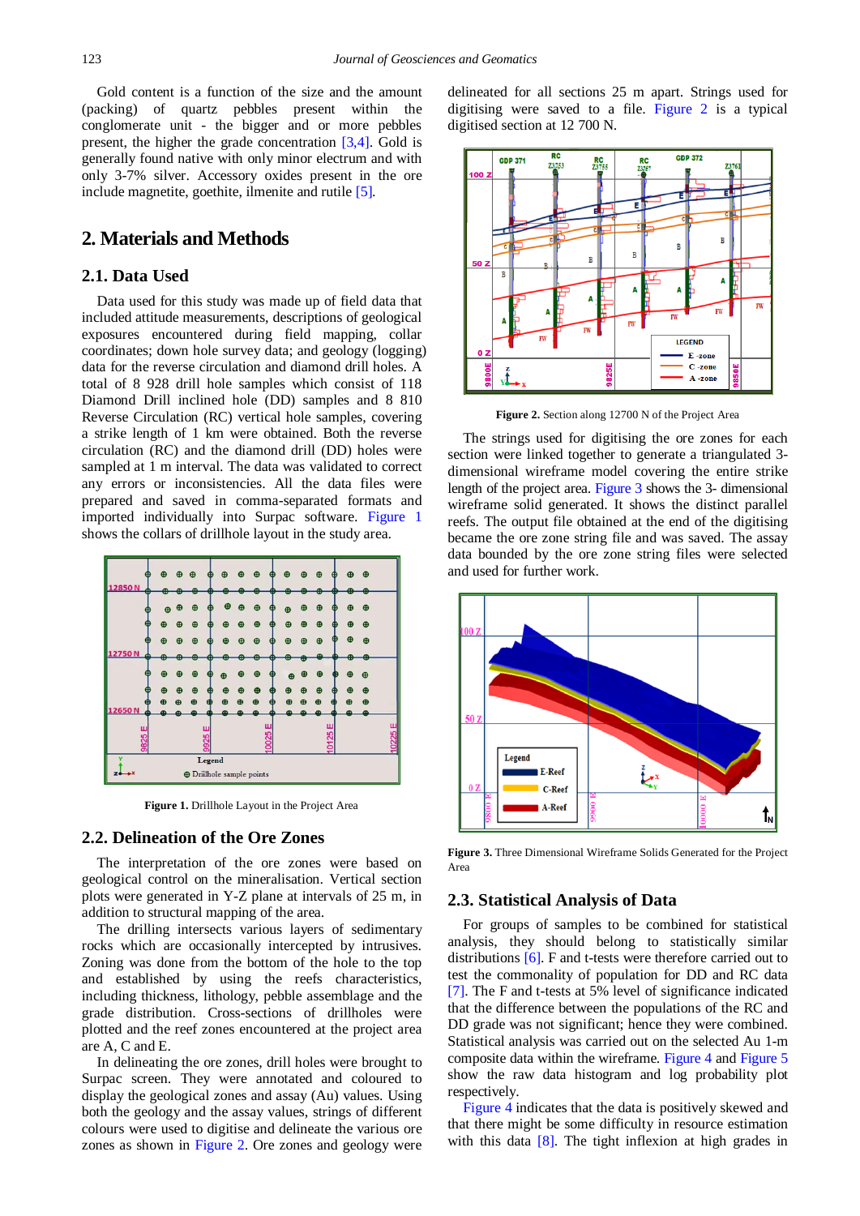Gold content is a function of the size and the amount (packing) of quartz pebbles present within the conglomerate unit - the bigger and or more pebbles present, the higher the grade concentration [3,4]. Gold is generally found native with only minor electrum and with only 3-7% silver. Accessory oxides present in the ore include magnetite, goethite, ilmenite and rutile [5].

## 2. Materials and Methods

### 2.1. Data Used

Data used for this study was made up of field data that included attitude measurements, descriptions of geological exposures encountered during field mapping, collar coordinates; down hole survey data; and geology (logging) data for the reverse circulation and diamond drill holes. A total of 8 928 drill hole samples which consist of 118 Diamond Drill inclined hole (DD) samples and 8 810 Reverse Circulation (RC) vertical hole samples, covering a strike length of 1 km were obtained. Both the reverse circulation (RC) and the diamond drill (DD) holes were sampled at 1 m interval. The data was validated to correct any errors or inconsistencies. All the data files were prepared and saved in comma-separated formats and imported individually into Surpac software. Figure 1 shows the collars of drillhole layout in the study area.

**Figure 1.** Drillhole Layout in the Project Area

### 2.2. Delineation of the Ore Zones

The interpretation of the ore zones were based on geological control on the mineralisation. Vertical section plots were generated in Y-Z plane at intervals of 25 m, in addition to structural mapping of the area.

The drilling intersects various layers of sedimentary rocks which are occasionally intercepted by intrusives. Zoning was done from the bottom of the hole to the top and established by using the reefs characteristics, including thickness, lithology, pebble assemblage and the grade distribution. Cross-sections of drillholes were plotted and the reef zones encountered at the project area are A, C and E.

In delineating the ore zones, drill holes were brought to Surpac screen. They were annotated and coloured to display the geological zones and assay (Au) values. Using both the geology and the assay values, strings of different colours were used to digitise and delineate the various ore zones as shown in Figure 2. Ore zones and geology were delineated for all sections 25 m apart. Strings used for digitising were saved to a file. Figure 2 is a typical digitised section at 12 700 N.

**Figure 2.** Section along 12700 N of the Project Area

The strings used for digitising the ore zones for each section were linked together to generate a triangulated 3-dimensional wireframe model covering the entire strike length of the project area. Figure 3 shows the 3- dimensional wireframe solid generated. It shows the distinct parallel reefs. The output file obtained at the end of the digitising became the ore zone string file and was saved. The assay data bounded by the ore zone string files were selected and used for further work.

**Figure 3.** Three Dimensional Wireframe Solids Generated for the Project Area

### 2.3. Statistical Analysis of Data

For groups of samples to be combined for statistical analysis, they should belong to statistically similar distributions [6]. F and t-tests were therefore carried out to test the commonality of population for DD and RC data [7]. The F and t-tests at 5% level of significance indicated that the difference between the populations of the RC and DD grade was not significant; hence they were combined. Statistical analysis was carried out on the selected Au 1-m composite data within the wireframe. Figure 4 and Figure 5 show the raw data histogram and log probability plot respectively.

Figure 4 indicates that the data is positively skewed and that there might be some difficulty in resource estimation with this data [8]. The tight inflexion at high grades in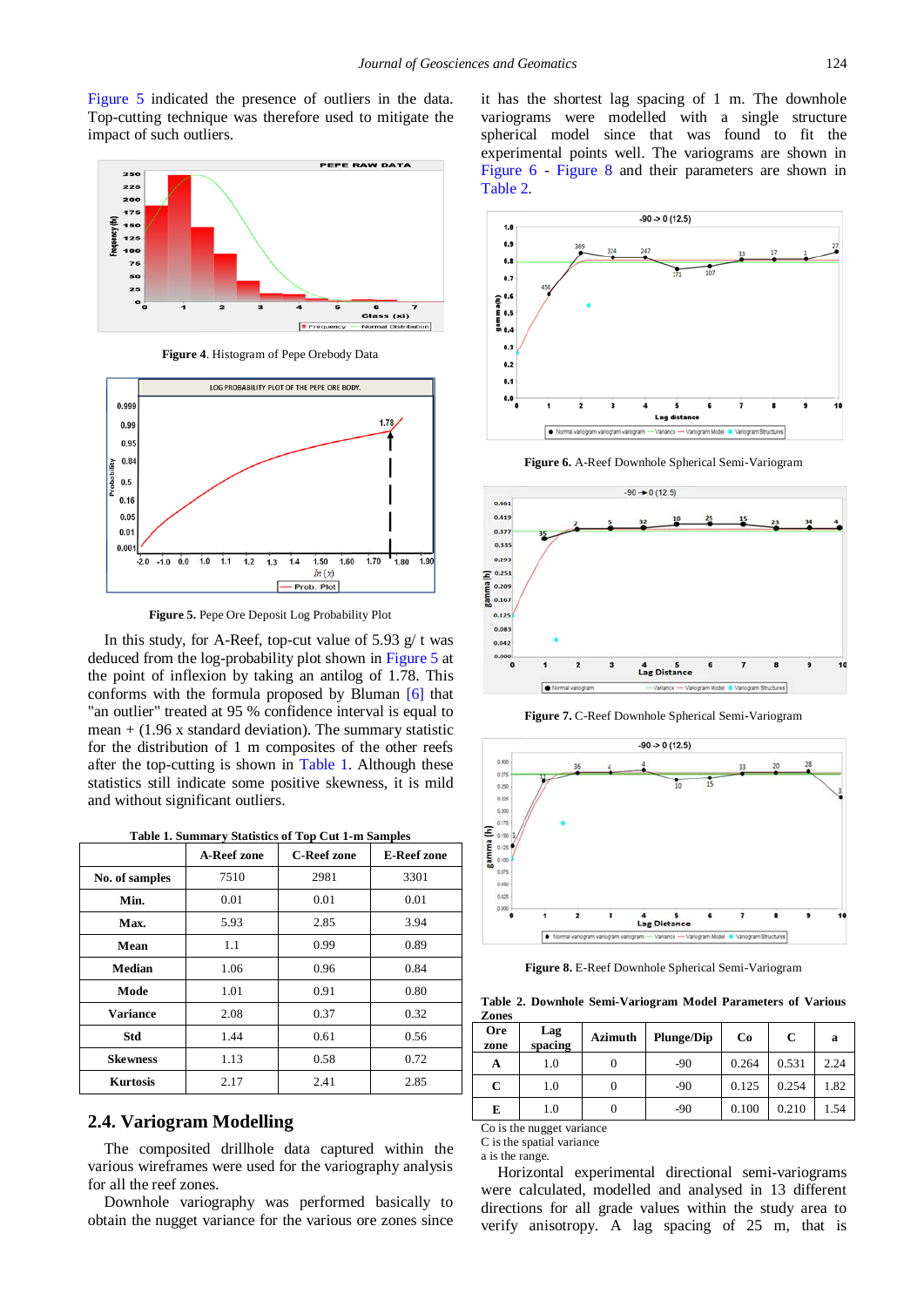Figure 5 indicated the presence of outliers in the data. Top-cutting technique was therefore used to mitigate the impact of such outliers.

**Figure 4**. Histogram of Pepe Orebody Data

**Figure 5.** Pepe Ore Deposit Log Probability Plot

In this study, for A-Reef, top-cut value of 5.93 g/ t was deduced from the log-probability plot shown in Figure 5 at the point of inflexion by taking an antilog of 1.78. This conforms with the formula proposed by Bluman [6] that "an outlier" treated at 95 % confidence interval is equal to mean + (1.96 x standard deviation). The summary statistic for the distribution of 1 m composites of the other reefs after the top-cutting is shown in Table 1. Although these statistics still indicate some positive skewness, it is mild and without significant outliers.

**Table 1. Summary Statistics of Top Cut 1-m Samples**

| | A-Reef zone | C-Reef zone | E-Reef zone |
|---|---|---|---|
| **No. of samples** | 7510 | 2981 | 3301 |
| **Min.** | 0.01 | 0.01 | 0.01 |
| **Max.** | 5.93 | 2.85 | 3.94 |
| **Mean** | 1.1 | 0.99 | 0.89 |
| **Median** | 1.06 | 0.96 | 0.84 |
| **Mode** | 1.01 | 0.91 | 0.80 |
| **Variance** | 2.08 | 0.37 | 0.32 |
| **Std** | 1.44 | 0.61 | 0.56 |
| **Skewness** | 1.13 | 0.58 | 0.72 |
| **Kurtosis** | 2.17 | 2.41 | 2.85 |

## 2.4. Variogram Modelling

The composited drillhole data captured within the various wireframes were used for the variography analysis for all the reef zones.

Downhole variography was performed basically to obtain the nugget variance for the various ore zones since it has the shortest lag spacing of 1 m. The downhole variograms were modelled with a single structure spherical model since that was found to fit the experimental points well. The variograms are shown in Figure 6 - Figure 8 and their parameters are shown in Table 2.

**Figure 6.** A-Reef Downhole Spherical Semi-Variogram

**Figure 7.** C-Reef Downhole Spherical Semi-Variogram

**Figure 8.** E-Reef Downhole Spherical Semi-Variogram

**Table 2. Downhole Semi-Variogram Model Parameters of Various Zones**

| Ore zone | Lag spacing | Azimuth | Plunge/Dip | Co | C | a |
|---|---|---|---|---|---|---|
| **A** | 1.0 | 0 | -90 | 0.264 | 0.531 | 2.24 |
| **C** | 1.0 | 0 | -90 | 0.125 | 0.254 | 1.82 |
| **E** | 1.0 | 0 | -90 | 0.100 | 0.210 | 1.54 |

Co is the nugget variance
C is the spatial variance
a is the range.

Horizontal experimental directional semi-variograms were calculated, modelled and analysed in 13 different directions for all grade values within the study area to verify anisotropy. A lag spacing of 25 m, that is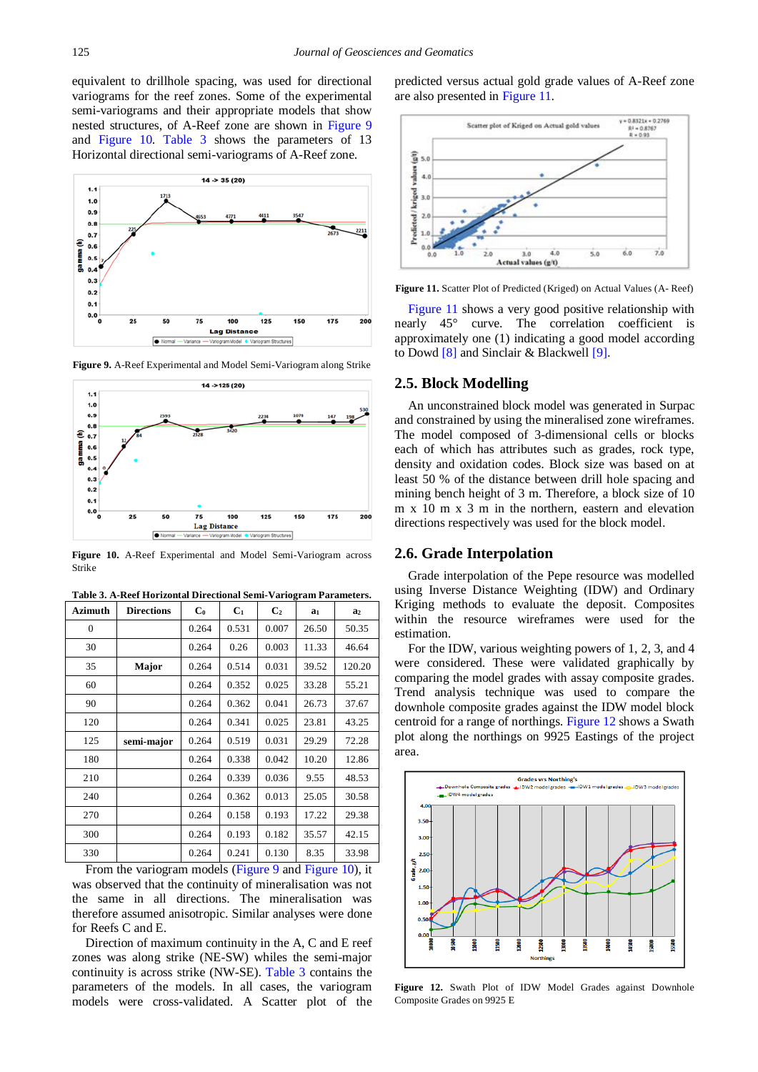equivalent to drillhole spacing, was used for directional variograms for the reef zones. Some of the experimental semi-variograms and their appropriate models that show nested structures, of A-Reef zone are shown in Figure 9 and Figure 10. Table 3 shows the parameters of 13 Horizontal directional semi-variograms of A-Reef zone.

**Figure 9.** A-Reef Experimental and Model Semi-Variogram along Strike

**Figure 10.** A-Reef Experimental and Model Semi-Variogram across Strike

**Table 3. A-Reef Horizontal Directional Semi-Variogram Parameters.**

| Azimuth | Directions | $C_0$ | $C_1$ | $C_2$ | $a_1$ | $a_2$ |
|---|---|---|---|---|---|---|
| 0 | | 0.264 | 0.531 | 0.007 | 26.50 | 50.35 |
| 30 | | 0.264 | 0.26 | 0.003 | 11.33 | 46.64 |
| 35 | Major | 0.264 | 0.514 | 0.031 | 39.52 | 120.20 |
| 60 | | 0.264 | 0.352 | 0.025 | 33.28 | 55.21 |
| 90 | | 0.264 | 0.362 | 0.041 | 26.73 | 37.67 |
| 120 | | 0.264 | 0.341 | 0.025 | 23.81 | 43.25 |
| 125 | semi-major | 0.264 | 0.519 | 0.031 | 29.29 | 72.28 |
| 180 | | 0.264 | 0.338 | 0.042 | 10.20 | 12.86 |
| 210 | | 0.264 | 0.339 | 0.036 | 9.55 | 48.53 |
| 240 | | 0.264 | 0.362 | 0.013 | 25.05 | 30.58 |
| 270 | | 0.264 | 0.158 | 0.193 | 17.22 | 29.38 |
| 300 | | 0.264 | 0.193 | 0.182 | 35.57 | 42.15 |
| 330 | | 0.264 | 0.241 | 0.130 | 8.35 | 33.98 |

From the variogram models (Figure 9 and Figure 10), it was observed that the continuity of mineralisation was not the same in all directions. The mineralisation was therefore assumed anisotropic. Similar analyses were done for Reefs C and E.

Direction of maximum continuity in the A, C and E reef zones was along strike (NE-SW) whiles the semi-major continuity is across strike (NW-SE). Table 3 contains the parameters of the models. In all cases, the variogram models were cross-validated. A Scatter plot of the predicted versus actual gold grade values of A-Reef zone are also presented in Figure 11.

**Figure 11.** Scatter Plot of Predicted (Kriged) on Actual Values (A- Reef)

Figure 11 shows a very good positive relationship with nearly 45° curve. The correlation coefficient is approximately one (1) indicating a good model according to Dowd [8] and Sinclair & Blackwell [9].

## 2.5. Block Modelling

An unconstrained block model was generated in Surpac and constrained by using the mineralised zone wireframes. The model composed of 3-dimensional cells or blocks each of which has attributes such as grades, rock type, density and oxidation codes. Block size was based on at least 50 % of the distance between drill hole spacing and mining bench height of 3 m. Therefore, a block size of 10 m x 10 m x 3 m in the northern, eastern and elevation directions respectively was used for the block model.

## 2.6. Grade Interpolation

Grade interpolation of the Pepe resource was modelled using Inverse Distance Weighting (IDW) and Ordinary Kriging methods to evaluate the deposit. Composites within the resource wireframes were used for the estimation.

For the IDW, various weighting powers of 1, 2, 3, and 4 were considered. These were validated graphically by comparing the model grades with assay composite grades. Trend analysis technique was used to compare the downhole composite grades against the IDW model block centroid for a range of northings. Figure 12 shows a Swath plot along the northings on 9925 Eastings of the project area.

**Figure 12.** Swath Plot of IDW Model Grades against Downhole Composite Grades on 9925 E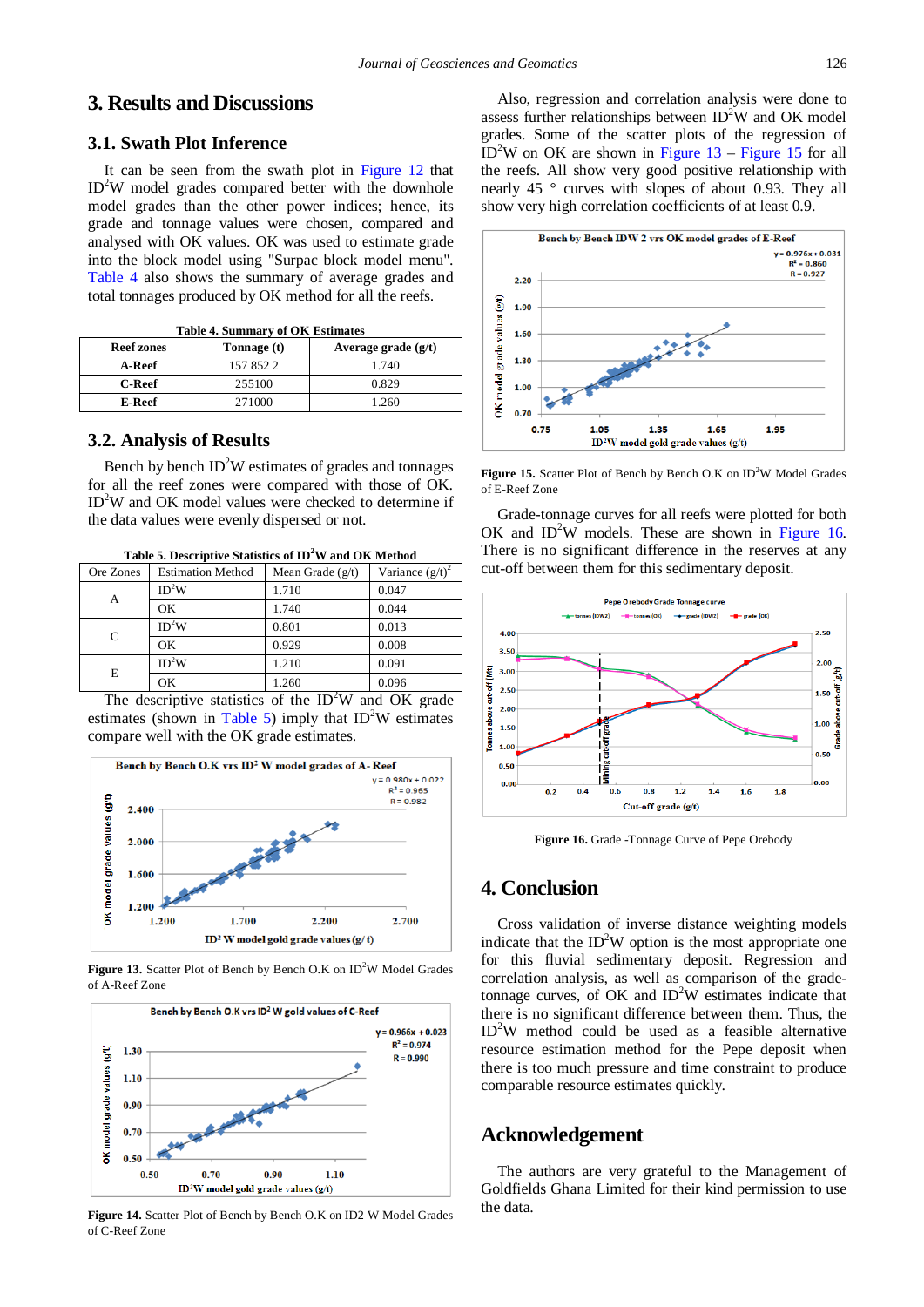## 3. Results and Discussions

### 3.1. Swath Plot Inference

It can be seen from the swath plot in Figure 12 that $ID^2W$ model grades compared better with the downhole model grades than the other power indices; hence, its grade and tonnage values were chosen, compared and analysed with OK values. OK was used to estimate grade into the block model using "Surpac block model menu". Table 4 also shows the summary of average grades and total tonnages produced by OK method for all the reefs.

**Table 4. Summary of OK Estimates**

| Reef zones | Tonnage (t) | Average grade (g/t) |
|---|---|---|
| A-Reef | 157 852 2 | 1.740 |
| C-Reef | 255100 | 0.829 |
| E-Reef | 271000 | 1.260 |

### 3.2. Analysis of Results

Bench by bench $ID^2W$ estimates of grades and tonnages for all the reef zones were compared with those of OK. $ID^2W$ and OK model values were checked to determine if the data values were evenly dispersed or not.

**Table 5. Descriptive Statistics of $ID^2W$ and OK Method**

| Ore Zones | Estimation Method | Mean Grade (g/t) | Variance $(g/t)^2$ |
|---|---|---|---|
| A | $ID^2W$ | 1.710 | 0.047 |
| | OK | 1.740 | 0.044 |
| C | $ID^2W$ | 0.801 | 0.013 |
| | OK | 0.929 | 0.008 |
| E | $ID^2W$ | 1.210 | 0.091 |
| | OK | 1.260 | 0.096 |

The descriptive statistics of the $ID^2W$ and OK grade estimates (shown in Table 5) imply that $ID^2W$ estimates compare well with the OK grade estimates.

**Figure 13.** Scatter Plot of Bench by Bench O.K on $ID^2W$ Model Grades of A-Reef Zone

**Figure 14.** Scatter Plot of Bench by Bench O.K on ID2 W Model Grades of C-Reef Zone

Also, regression and correlation analysis were done to assess further relationships between $ID^2W$ and OK model grades. Some of the scatter plots of the regression of $ID^2W$ on OK are shown in Figure 13 – Figure 15 for all the reefs. All show very good positive relationship with nearly 45 ° curves with slopes of about 0.93. They all show very high correlation coefficients of at least 0.9.

**Figure 15.** Scatter Plot of Bench by Bench O.K on $ID^2W$ Model Grades of E-Reef Zone

Grade-tonnage curves for all reefs were plotted for both OK and $ID^2W$ models. These are shown in Figure 16. There is no significant difference in the reserves at any cut-off between them for this sedimentary deposit.

**Figure 16.** Grade -Tonnage Curve of Pepe Orebody

## 4. Conclusion

Cross validation of inverse distance weighting models indicate that the $ID^2W$ option is the most appropriate one for this fluvial sedimentary deposit. Regression and correlation analysis, as well as comparison of the grade-tonnage curves, of OK and $ID^2W$ estimates indicate that there is no significant difference between them. Thus, the $ID^2W$ method could be used as a feasible alternative resource estimation method for the Pepe deposit when there is too much pressure and time constraint to produce comparable resource estimates quickly.

## Acknowledgement

The authors are very grateful to the Management of Goldfields Ghana Limited for their kind permission to use the data.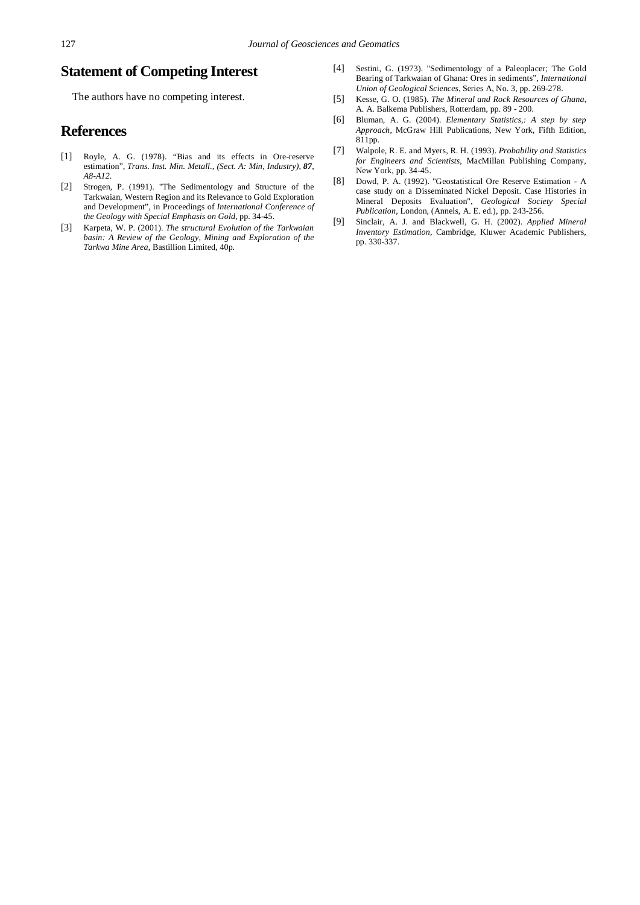## Statement of Competing Interest

The authors have no competing interest.

## References

[1] Royle, A. G. (1978). "Bias and its effects in Ore-reserve estimation", *Trans. Inst. Min. Metall., (Sect. A: Min, Industry)*, ***87***, *A8-A12*.

[2] Strogen, P. (1991). "The Sedimentology and Structure of the Tarkwaian, Western Region and its Relevance to Gold Exploration and Development", in Proceedings of *International Conference of the Geology with Special Emphasis on Gold*, pp. 34-45.

[3] Karpeta, W. P. (2001). *The structural Evolution of the Tarkwaian basin: A Review of the Geology, Mining and Exploration of the Tarkwa Mine Area*, Bastillion Limited, 40p.

[4] Sestini, G. (1973). "Sedimentology of a Paleoplacer; The Gold Bearing of Tarkwaian of Ghana: Ores in sediments", *International Union of Geological Sciences*, Series A, No. 3, pp. 269-278.

[5] Kesse, G. O. (1985). *The Mineral and Rock Resources of Ghana*, A. A. Balkema Publishers, Rotterdam, pp. 89 - 200.

[6] Bluman, A. G. (2004). *Elementary Statistics,: A step by step Approach*, McGraw Hill Publications, New York, Fifth Edition, 811pp.

[7] Walpole, R. E. and Myers, R. H. (1993). *Probability and Statistics for Engineers and Scientists*, MacMillan Publishing Company, New York, pp. 34-45.

[8] Dowd, P. A. (1992). "Geostatistical Ore Reserve Estimation - A case study on a Disseminated Nickel Deposit. Case Histories in Mineral Deposits Evaluation", *Geological Society Special Publication*, London, (Annels, A. E. ed.), pp. 243-256.

[9] Sinclair, A. J. and Blackwell, G. H. (2002). *Applied Mineral Inventory Estimation*, Cambridge, Kluwer Academic Publishers, pp. 330-337.